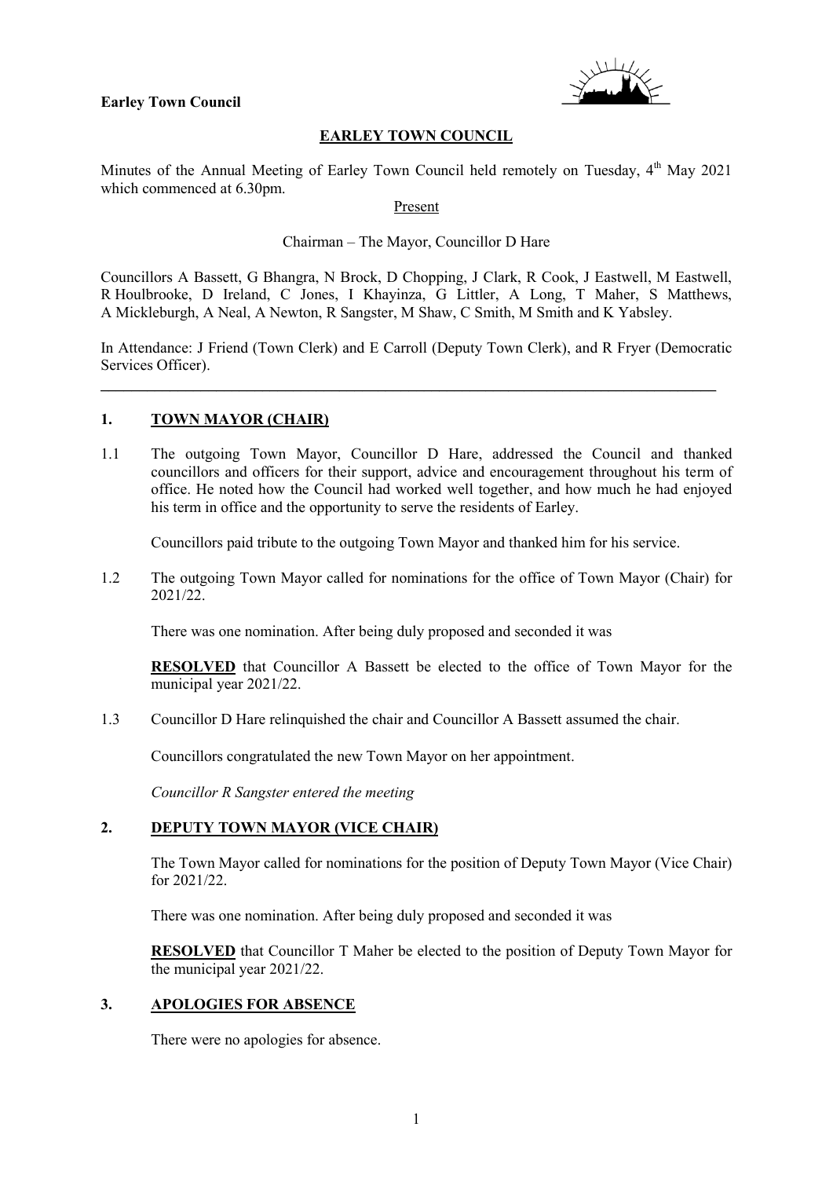**Earley Town Council**

# EARLEY TOWN COUNCIL

Minutes of the Annual Meeting of Earley Town Council held remotely on Tuesday, 4th May 2021 which commenced at 6.30pm.

Present

Chairman – The Mayor, Councillor D Hare

Councillors A Bassett, G Bhangra, N Brock, D Chopping, J Clark, R Cook, J Eastwell, M Eastwell, R Houlbrooke, D Ireland, C Jones, I Khayinza, G Littler, A Long, T Maher, S Matthews, A Mickleburgh, A Neal, A Newton, R Sangster, M Shaw, C Smith, M Smith and K Yabsley.

In Attendance: J Friend (Town Clerk) and E Carroll (Deputy Town Clerk), and R Fryer (Democratic Services Officer).

---

## 1. TOWN MAYOR (CHAIR)

1.1 The outgoing Town Mayor, Councillor D Hare, addressed the Council and thanked councillors and officers for their support, advice and encouragement throughout his term of office. He noted how the Council had worked well together, and how much he had enjoyed his term in office and the opportunity to serve the residents of Earley.

Councillors paid tribute to the outgoing Town Mayor and thanked him for his service.

1.2 The outgoing Town Mayor called for nominations for the office of Town Mayor (Chair) for 2021/22.

There was one nomination. After being duly proposed and seconded it was

**RESOLVED** that Councillor A Bassett be elected to the office of Town Mayor for the municipal year 2021/22.

1.3 Councillor D Hare relinquished the chair and Councillor A Bassett assumed the chair.

Councillors congratulated the new Town Mayor on her appointment.

*Councillor R Sangster entered the meeting*

## 2. DEPUTY TOWN MAYOR (VICE CHAIR)

The Town Mayor called for nominations for the position of Deputy Town Mayor (Vice Chair) for 2021/22.

There was one nomination. After being duly proposed and seconded it was

**RESOLVED** that Councillor T Maher be elected to the position of Deputy Town Mayor for the municipal year 2021/22.

## 3. APOLOGIES FOR ABSENCE

There were no apologies for absence.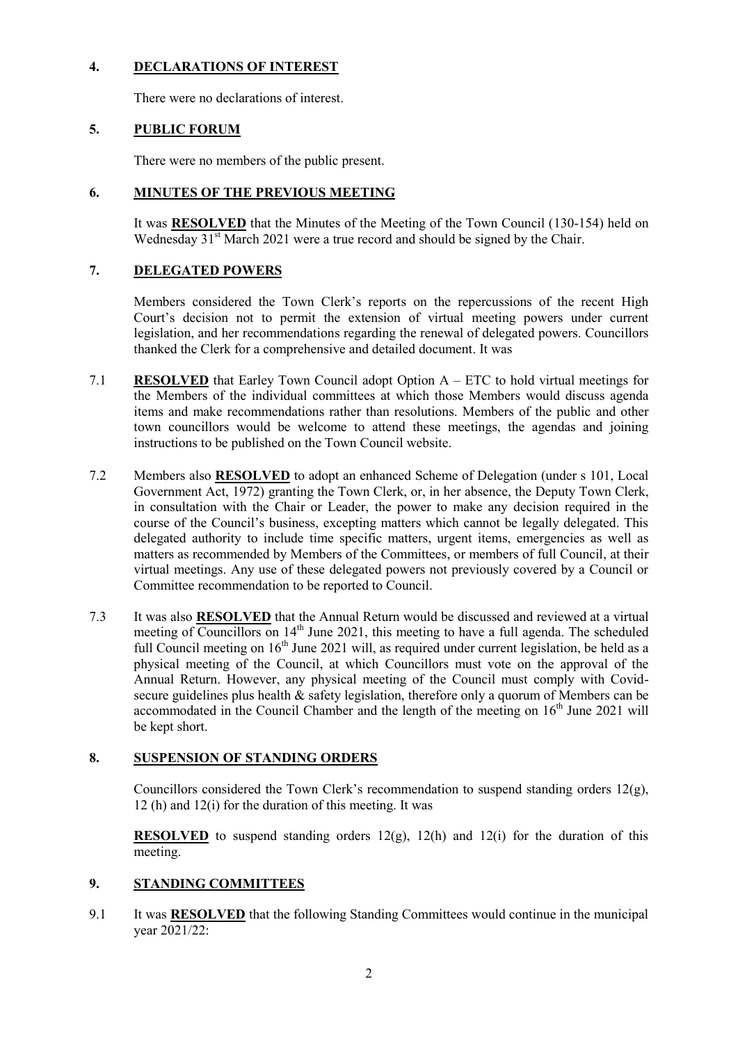## 4. DECLARATIONS OF INTEREST

There were no declarations of interest.

## 5. PUBLIC FORUM

There were no members of the public present.

## 6. MINUTES OF THE PREVIOUS MEETING

It was **RESOLVED** that the Minutes of the Meeting of the Town Council (130-154) held on Wednesday 31st March 2021 were a true record and should be signed by the Chair.

## 7. DELEGATED POWERS

Members considered the Town Clerk's reports on the repercussions of the recent High Court's decision not to permit the extension of virtual meeting powers under current legislation, and her recommendations regarding the renewal of delegated powers. Councillors thanked the Clerk for a comprehensive and detailed document. It was

7.1 **RESOLVED** that Earley Town Council adopt Option A – ETC to hold virtual meetings for the Members of the individual committees at which those Members would discuss agenda items and make recommendations rather than resolutions. Members of the public and other town councillors would be welcome to attend these meetings, the agendas and joining instructions to be published on the Town Council website.

7.2 Members also **RESOLVED** to adopt an enhanced Scheme of Delegation (under s 101, Local Government Act, 1972) granting the Town Clerk, or, in her absence, the Deputy Town Clerk, in consultation with the Chair or Leader, the power to make any decision required in the course of the Council's business, excepting matters which cannot be legally delegated. This delegated authority to include time specific matters, urgent items, emergencies as well as matters as recommended by Members of the Committees, or members of full Council, at their virtual meetings. Any use of these delegated powers not previously covered by a Council or Committee recommendation to be reported to Council.

7.3 It was also **RESOLVED** that the Annual Return would be discussed and reviewed at a virtual meeting of Councillors on 14th June 2021, this meeting to have a full agenda. The scheduled full Council meeting on 16th June 2021 will, as required under current legislation, be held as a physical meeting of the Council, at which Councillors must vote on the approval of the Annual Return. However, any physical meeting of the Council must comply with Covid-secure guidelines plus health & safety legislation, therefore only a quorum of Members can be accommodated in the Council Chamber and the length of the meeting on 16th June 2021 will be kept short.

## 8. SUSPENSION OF STANDING ORDERS

Councillors considered the Town Clerk's recommendation to suspend standing orders 12(g), 12 (h) and 12(i) for the duration of this meeting. It was

**RESOLVED** to suspend standing orders 12(g), 12(h) and 12(i) for the duration of this meeting.

## 9. STANDING COMMITTEES

9.1 It was **RESOLVED** that the following Standing Committees would continue in the municipal year 2021/22: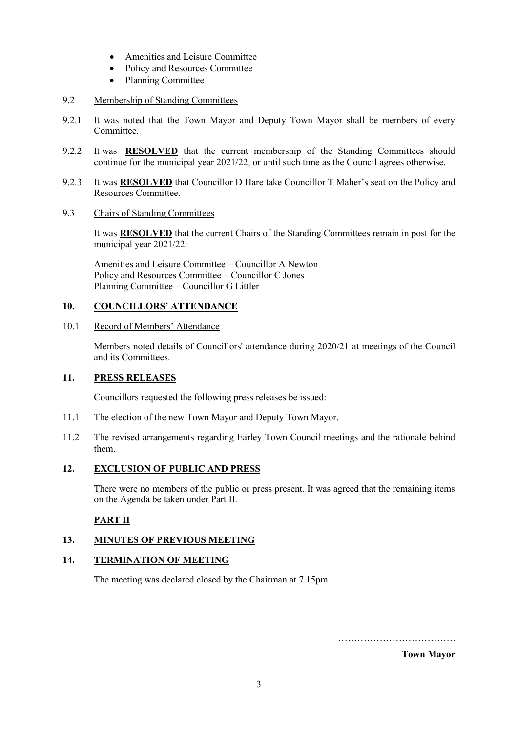- Amenities and Leisure Committee
- Policy and Resources Committee
- Planning Committee

9.2 Membership of Standing Committees

9.2.1 It was noted that the Town Mayor and Deputy Town Mayor shall be members of every Committee.

9.2.2 It was **RESOLVED** that the current membership of the Standing Committees should continue for the municipal year 2021/22, or until such time as the Council agrees otherwise.

9.2.3 It was **RESOLVED** that Councillor D Hare take Councillor T Maher's seat on the Policy and Resources Committee.

9.3 Chairs of Standing Committees

It was **RESOLVED** that the current Chairs of the Standing Committees remain in post for the municipal year 2021/22:

Amenities and Leisure Committee – Councillor A Newton
Policy and Resources Committee – Councillor C Jones
Planning Committee – Councillor G Littler

## 10. COUNCILLORS' ATTENDANCE

10.1 Record of Members' Attendance

Members noted details of Councillors' attendance during 2020/21 at meetings of the Council and its Committees.

## 11. PRESS RELEASES

Councillors requested the following press releases be issued:

11.1 The election of the new Town Mayor and Deputy Town Mayor.

11.2 The revised arrangements regarding Earley Town Council meetings and the rationale behind them.

## 12. EXCLUSION OF PUBLIC AND PRESS

There were no members of the public or press present. It was agreed that the remaining items on the Agenda be taken under Part II.

## PART II

## 13. MINUTES OF PREVIOUS MEETING

## 14. TERMINATION OF MEETING

The meeting was declared closed by the Chairman at 7.15pm.

……………………………….

**Town Mayor**